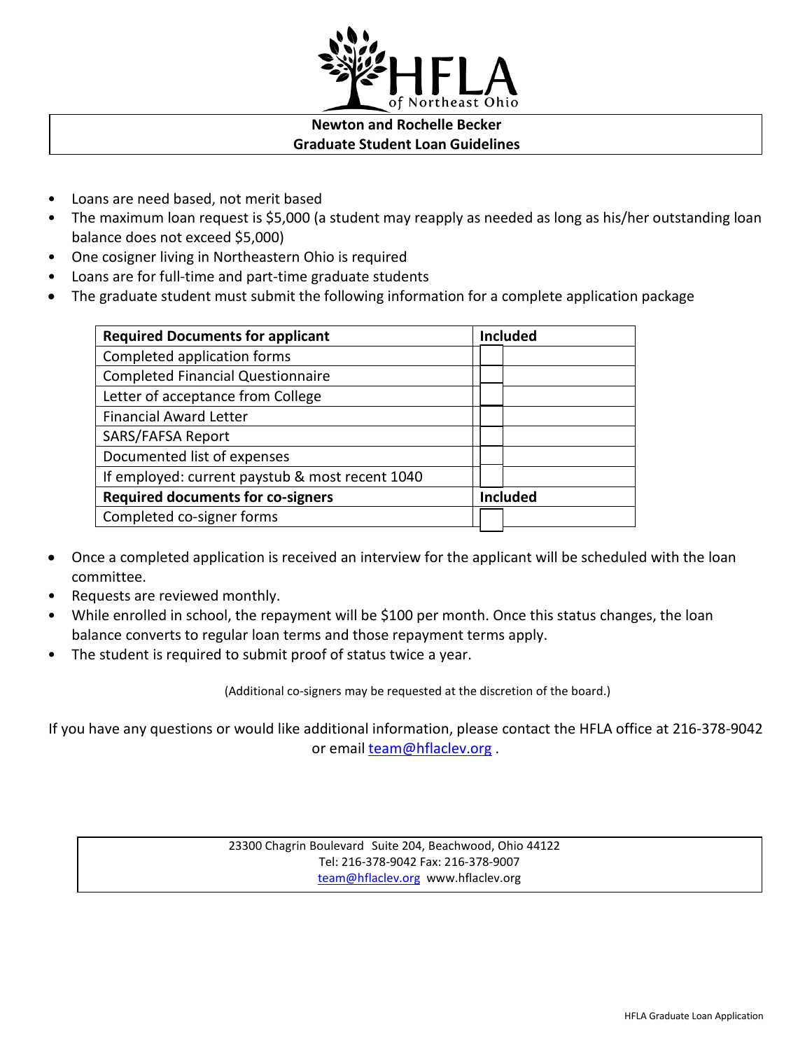HFLA of Northeast Ohio

# Newton and Rochelle Becker
## Graduate Student Loan Guidelines

- Loans are need based, not merit based
- The maximum loan request is $5,000 (a student may reapply as needed as long as his/her outstanding loan balance does not exceed $5,000)
- One cosigner living in Northeastern Ohio is required
- Loans are for full-time and part-time graduate students
- The graduate student must submit the following information for a complete application package

| **Required Documents for applicant** | **Included** |
|---|---|
| Completed application forms | ☐ |
| Completed Financial Questionnaire | ☐ |
| Letter of acceptance from College | ☐ |
| Financial Award Letter | ☐ |
| SARS/FAFSA Report | ☐ |
| Documented list of expenses | ☐ |
| If employed: current paystub & most recent 1040 | ☐ |
| **Required documents for co-signers** | **Included** |
| Completed co-signer forms | ☐ |

- Once a completed application is received an interview for the applicant will be scheduled with the loan committee.
- Requests are reviewed monthly.
- While enrolled in school, the repayment will be $100 per month. Once this status changes, the loan balance converts to regular loan terms and those repayment terms apply.
- The student is required to submit proof of status twice a year.

(Additional co-signers may be requested at the discretion of the board.)

If you have any questions or would like additional information, please contact the HFLA office at 216-378-9042 or email team@hflaclev.org .

23300 Chagrin Boulevard Suite 204, Beachwood, Ohio 44122
Tel: 216-378-9042 Fax: 216-378-9007
team@hflaclev.org www.hflaclev.org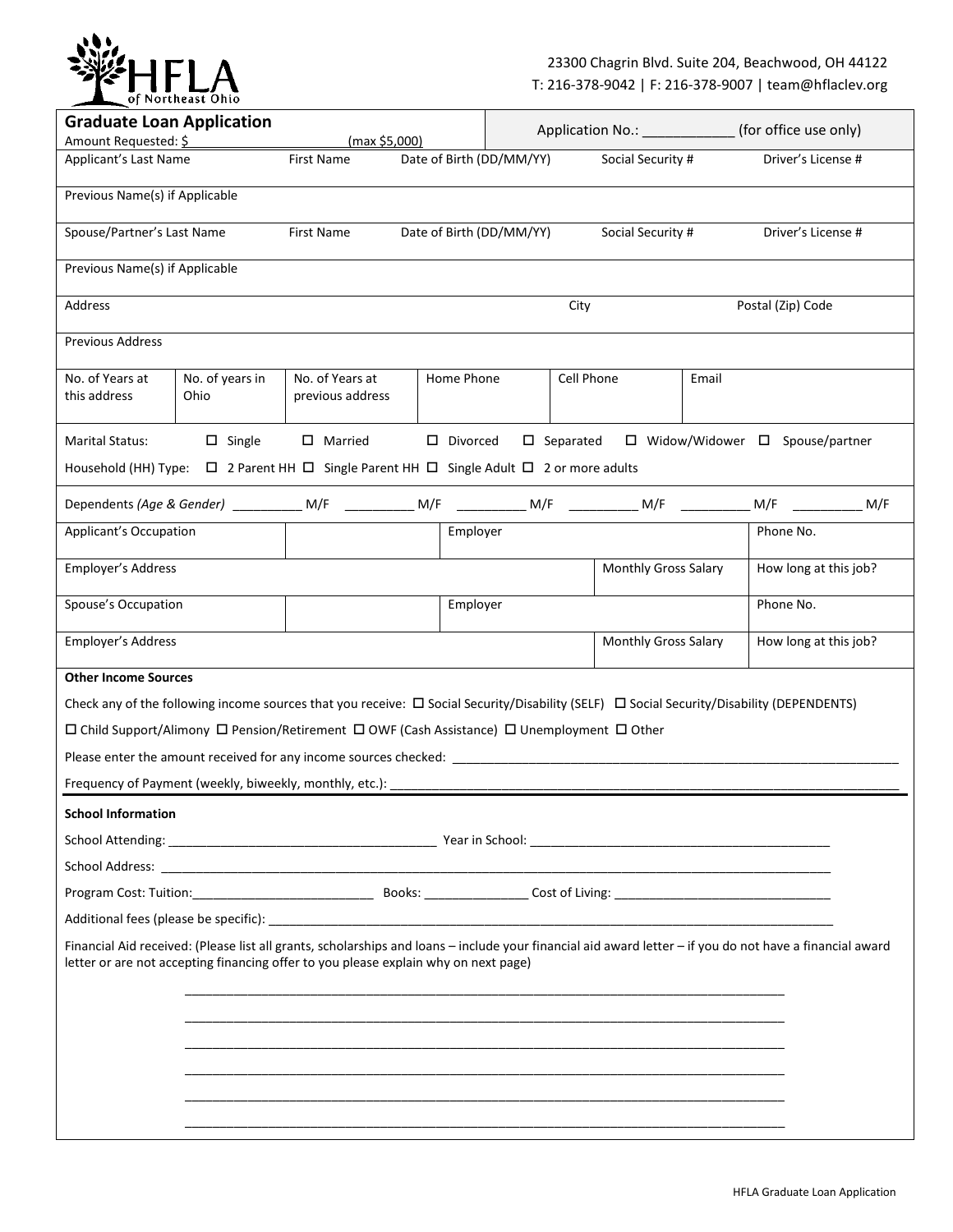HFLA of Northeast Ohio

23300 Chagrin Blvd. Suite 204, Beachwood, OH 44122
T: 216-378-9042 | F: 216-378-9007 | team@hflaclev.org

## Graduate Loan Application

Amount Requested: $____________________ (max $5,000)

Application No.: ___________ (for office use only)

| Applicant's Last Name | First Name | Date of Birth (DD/MM/YY) | Social Security # | Driver's License # |
|---|---|---|---|---|
| | | | | |

Previous Name(s) if Applicable

| Spouse/Partner's Last Name | First Name | Date of Birth (DD/MM/YY) | Social Security # | Driver's License # |
|---|---|---|---|---|
| | | | | |

Previous Name(s) if Applicable

| Address | City | Postal (Zip) Code |
|---|---|---|
| | | |

Previous Address

| No. of Years at this address | No. of years in Ohio | No. of Years at previous address | Home Phone | Cell Phone | Email |
|---|---|---|---|---|---|
| | | | | | |

Marital Status: ☐ Single ☐ Married ☐ Divorced ☐ Separated ☐ Widow/Widower ☐ Spouse/partner

Household (HH) Type: ☐ 2 Parent HH ☐ Single Parent HH ☐ Single Adult ☐ 2 or more adults

Dependents *(Age & Gender)* __________ M/F __________ M/F __________ M/F __________ M/F __________ M/F __________ M/F

| Applicant's Occupation | | Employer | Phone No. |
|---|---|---|---|
| **Employer's Address** | | **Monthly Gross Salary** | **How long at this job?** |
| | | | |

| Spouse's Occupation | | Employer | Phone No. |
|---|---|---|---|
| **Employer's Address** | | **Monthly Gross Salary** | **How long at this job?** |
| | | | |

**Other Income Sources**

Check any of the following income sources that you receive: ☐ Social Security/Disability (SELF) ☐ Social Security/Disability (DEPENDENTS)

☐ Child Support/Alimony ☐ Pension/Retirement ☐ OWF (Cash Assistance) ☐ Unemployment ☐ Other

Please enter the amount received for any income sources checked: ______________________________________________

Frequency of Payment (weekly, biweekly, monthly, etc.): ______________________________________________

**School Information**

School Attending: ______________________________________ Year in School: ___________________________________________

School Address: ________________________________________________________________________________________

Program Cost: Tuition:_________________________ Books: _______________ Cost of Living: _______________________________

Additional fees (please be specific): ______________________________________________________________________

Financial Aid received: (Please list all grants, scholarships and loans – include your financial aid award letter – if you do not have a financial award letter or are not accepting financing offer to you please explain why on next page)

______________________________________________________________________________________

______________________________________________________________________________________

______________________________________________________________________________________

______________________________________________________________________________________

______________________________________________________________________________________

______________________________________________________________________________________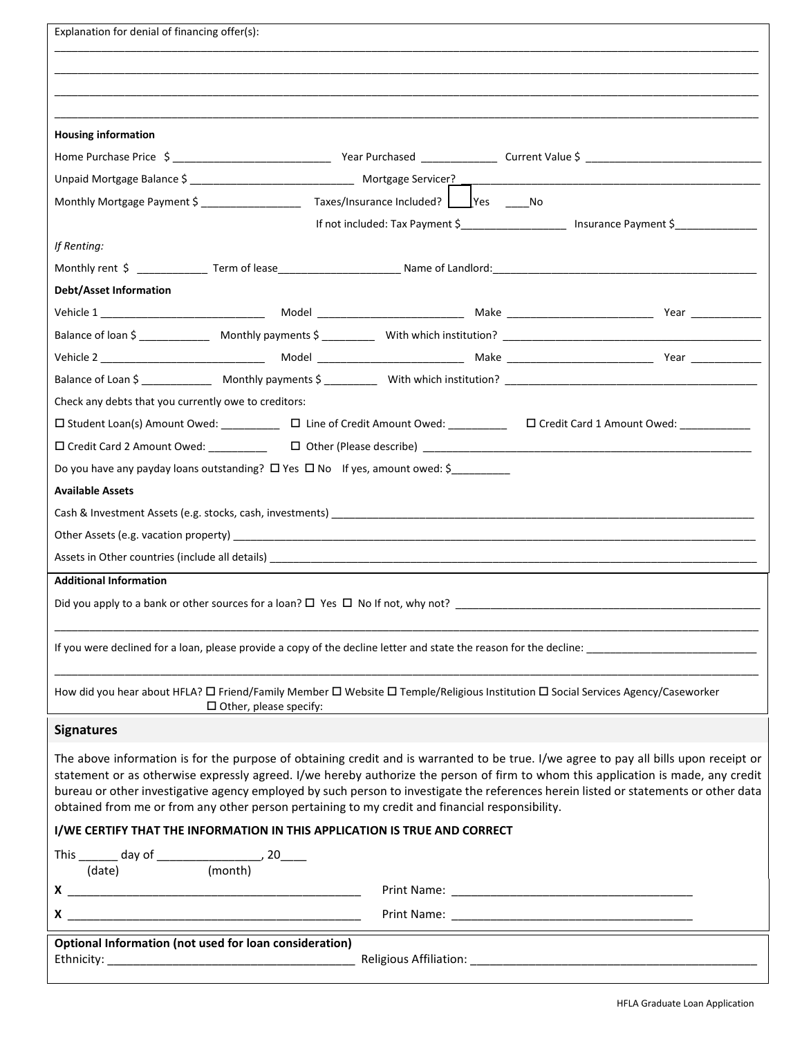Explanation for denial of financing offer(s):

________________________________________________________________________________________________________

________________________________________________________________________________________________________

________________________________________________________________________________________________________

________________________________________________________________________________________________________

**Housing information**

Home Purchase Price $ __________________________ Year Purchased ____________ Current Value $ ____________________________

Unpaid Mortgage Balance $ ___________________________ Mortgage Servicer? ______________________________________________

Monthly Mortgage Payment $ ________________ Taxes/Insurance Included? ____Yes ____No

If not included: Tax Payment $_________________ Insurance Payment $______________

*If Renting:*

Monthly rent $ ___________ Term of lease____________________ Name of Landlord:____________________________________________

**Debt/Asset Information**

Vehicle 1 ___________________________ Model ________________________ Make ________________________ Year ___________

Balance of loan $ ____________ Monthly payments $ _________ With which institution? __________________________________________

Vehicle 2 ___________________________ Model ________________________ Make ________________________ Year ___________

Balance of Loan $ ____________ Monthly payments $ _________ With which institution? _________________________________________

Check any debts that you currently owe to creditors:

☐ Student Loan(s) Amount Owed: __________ ☐ Line of Credit Amount Owed: __________ ☐ Credit Card 1 Amount Owed: ____________

☐ Credit Card 2 Amount Owed: __________ ☐ Other (Please describe) _______________________________________________________

Do you have any payday loans outstanding? ☐ Yes ☐ No If yes, amount owed: $__________

**Available Assets**

Cash & Investment Assets (e.g. stocks, cash, investments) ___________________________________________________________________

Other Assets (e.g. vacation property) ____________________________________________________________________________________

Assets in Other countries (include all details) ______________________________________________________________________________

**Additional Information**

Did you apply to a bank or other sources for a loan? ☐ Yes ☐ No If not, why not? _____________________________________________

________________________________________________________________________________________________________

If you were declined for a loan, please provide a copy of the decline letter and state the reason for the decline: ____________________________

________________________________________________________________________________________________________

How did you hear about HFLA? ☐ Friend/Family Member ☐ Website ☐ Temple/Religious Institution ☐ Social Services Agency/Caseworker ☐ Other, please specify:

## Signatures

The above information is for the purpose of obtaining credit and is warranted to be true. I/we agree to pay all bills upon receipt or statement or as otherwise expressly agreed. I/we hereby authorize the person of firm to whom this application is made, any credit bureau or other investigative agency employed by such person to investigate the references herein listed or statements or other data obtained from me or from any other person pertaining to my credit and financial responsibility.

**I/WE CERTIFY THAT THE INFORMATION IN THIS APPLICATION IS TRUE AND CORRECT**

This ______ day of ________________, 20____
(date) (month)

**X** ______________________________________________ Print Name: ____________________________________

**X** ______________________________________________ Print Name: ____________________________________

**Optional Information (not used for loan consideration)**

Ethnicity: ______________________________________ Religious Affiliation: ____________________________________________

HFLA Graduate Loan Application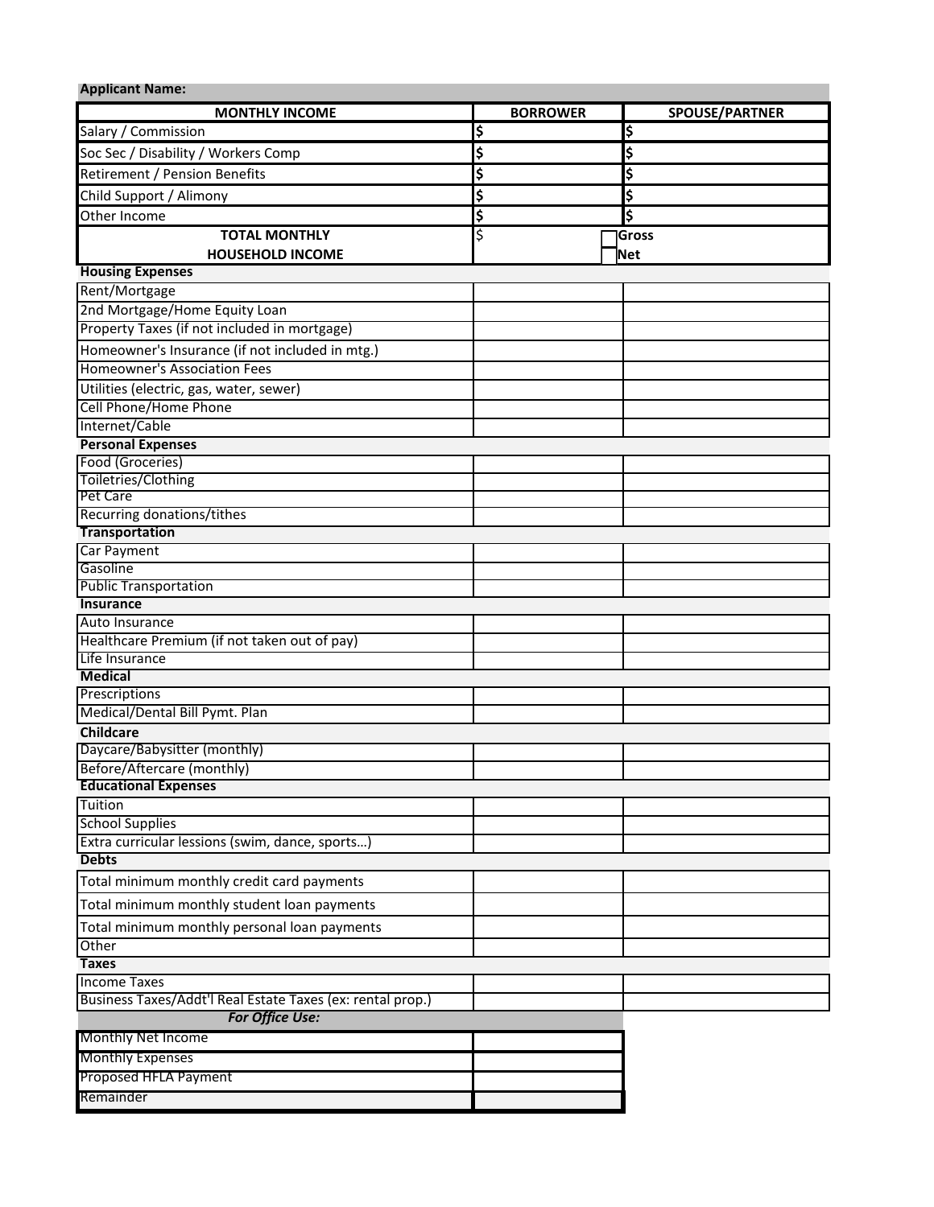**Applicant Name:**

| MONTHLY INCOME | BORROWER | SPOUSE/PARTNER |
|---|---|---|
| Salary / Commission | $ | $ |
| Soc Sec / Disability / Workers Comp | $ | $ |
| Retirement / Pension Benefits | $ | $ |
| Child Support / Alimony | $ | $ |
| Other Income | $ | $ |
| **TOTAL MONTHLY HOUSEHOLD INCOME** | $ | ☐ **Gross** ☐ **Net** |
| **Housing Expenses** | | |
| Rent/Mortgage | | |
| 2nd Mortgage/Home Equity Loan | | |
| Property Taxes (if not included in mortgage) | | |
| Homeowner's Insurance (if not included in mtg.) | | |
| Homeowner's Association Fees | | |
| Utilities (electric, gas, water, sewer) | | |
| Cell Phone/Home Phone | | |
| Internet/Cable | | |
| **Personal Expenses** | | |
| Food (Groceries) | | |
| Toiletries/Clothing | | |
| Pet Care | | |
| Recurring donations/tithes | | |
| **Transportation** | | |
| Car Payment | | |
| Gasoline | | |
| Public Transportation | | |
| **Insurance** | | |
| Auto Insurance | | |
| Healthcare Premium (if not taken out of pay) | | |
| Life Insurance | | |
| **Medical** | | |
| Prescriptions | | |
| Medical/Dental Bill Pymt. Plan | | |
| **Childcare** | | |
| Daycare/Babysitter (monthly) | | |
| Before/Aftercare (monthly) | | |
| **Educational Expenses** | | |
| Tuition | | |
| School Supplies | | |
| Extra curricular lessions (swim, dance, sports…) | | |
| **Debts** | | |
| Total minimum monthly credit card payments | | |
| Total minimum monthly student loan payments | | |
| Total minimum monthly personal loan payments | | |
| Other | | |
| **Taxes** | | |
| Income Taxes | | |
| Business Taxes/Addt'l Real Estate Taxes (ex: rental prop.) | | |

| ***For Office Use:*** | |
|---|---|
| Monthly Net Income | |
| Monthly Expenses | |
| Proposed HFLA Payment | |
| Remainder | |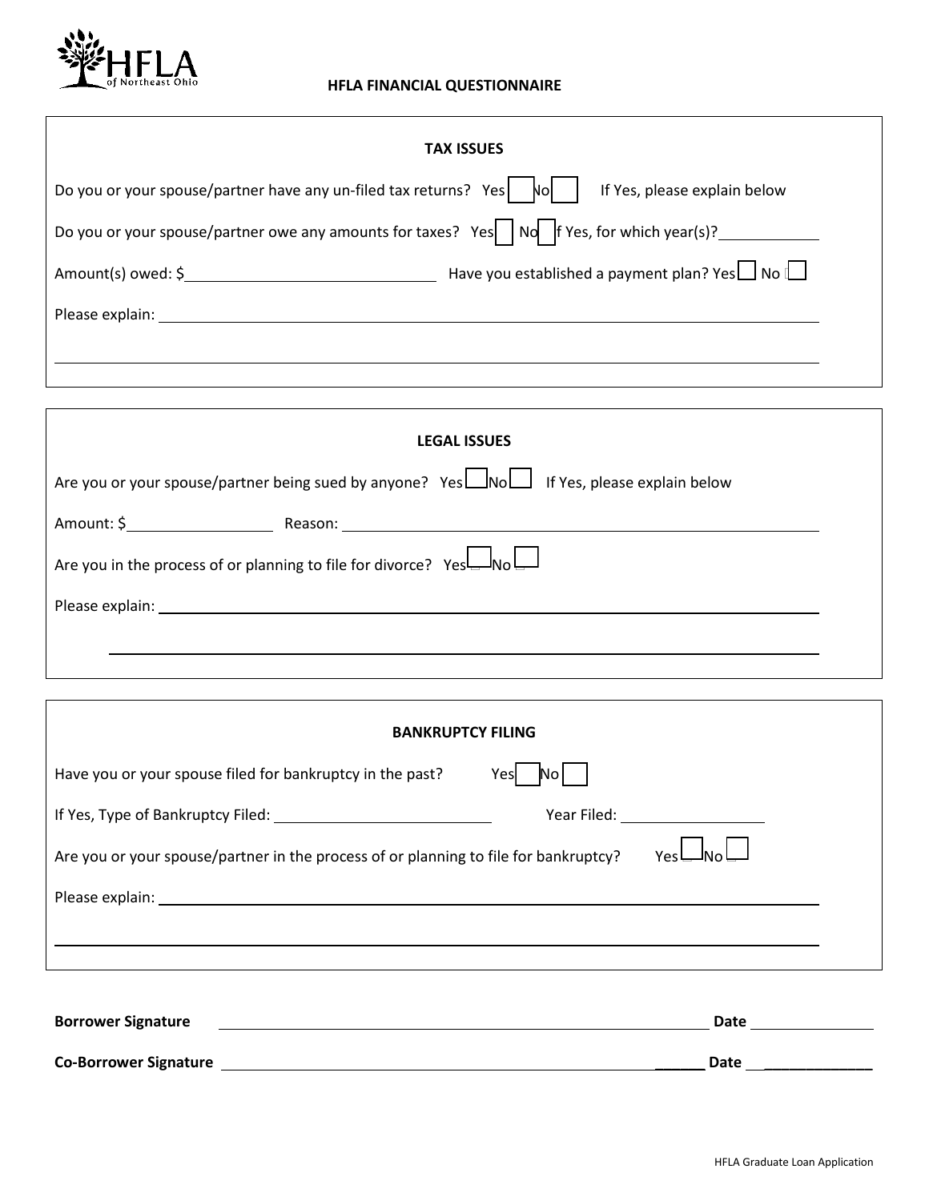HFLA of Northeast Ohio

**HFLA FINANCIAL QUESTIONNAIRE**

**TAX ISSUES**

Do you or your spouse/partner have any un-filed tax returns? Yes ☐ No ☐ If Yes, please explain below

Do you or your spouse/partner owe any amounts for taxes? Yes ☐ No ☐ If Yes, for which year(s)? ____________

Amount(s) owed: $______________________________ Have you established a payment plan? Yes ☐ No ☐

Please explain: ________________________________________________________________________________

________________________________________________________________________________________________

**LEGAL ISSUES**

Are you or your spouse/partner being sued by anyone? Yes ☐ No ☐ If Yes, please explain below

Amount: $__________________ Reason: ____________________________________________________________

Are you in the process of or planning to file for divorce? Yes ☐ No ☐

Please explain: ________________________________________________________________________________

________________________________________________________________________________________________

**BANKRUPTCY FILING**

Have you or your spouse filed for bankruptcy in the past? Yes ☐ No ☐

If Yes, Type of Bankruptcy Filed: ___________________________ Year Filed: __________________

Are you or your spouse/partner in the process of or planning to file for bankruptcy? Yes ☐ No ☐

Please explain: ________________________________________________________________________________

________________________________________________________________________________________________

**Borrower Signature** ______________________________________________________________ **Date** _______________

**Co-Borrower Signature** ______________________________________________________________ **Date** _______________

HFLA Graduate Loan Application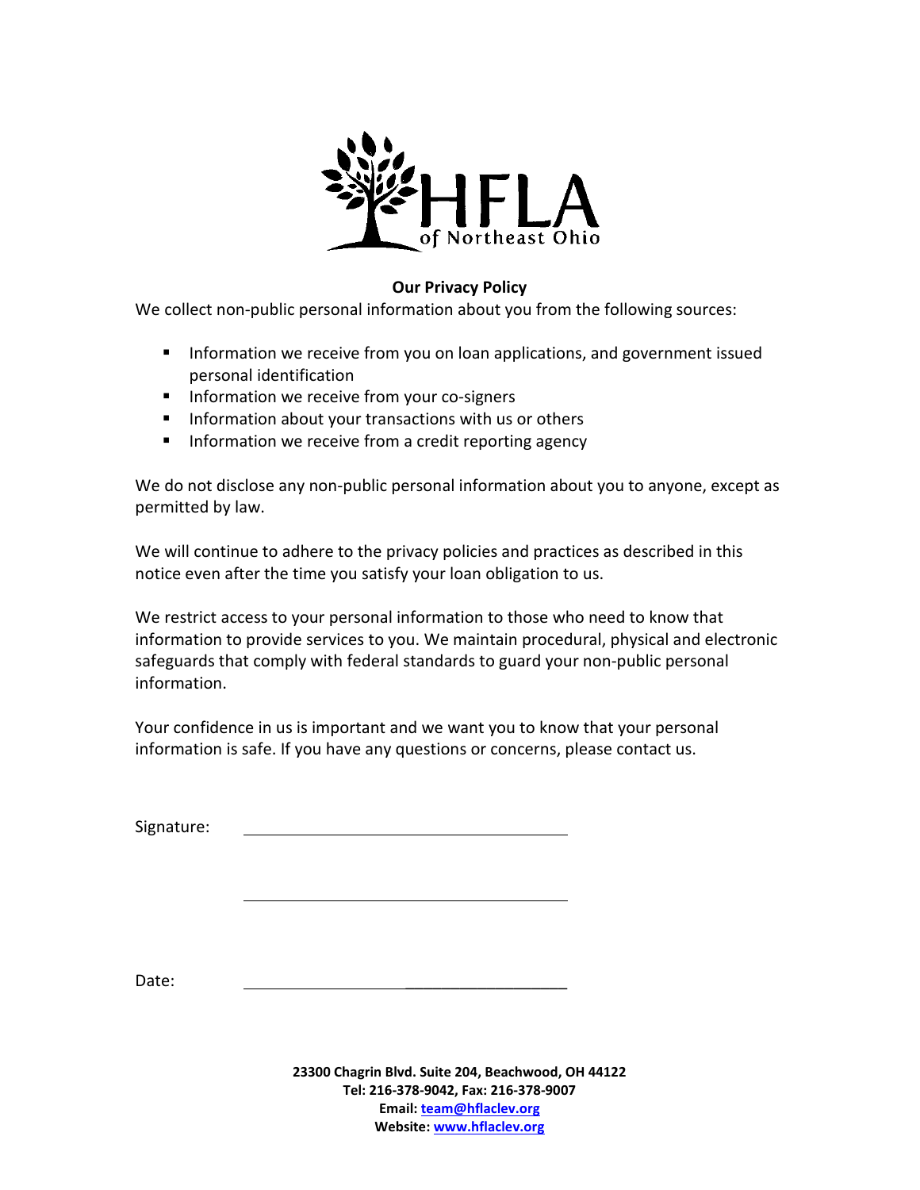HFLA
of Northeast Ohio

**Our Privacy Policy**

We collect non-public personal information about you from the following sources:

- Information we receive from you on loan applications, and government issued personal identification
- Information we receive from your co-signers
- Information about your transactions with us or others
- Information we receive from a credit reporting agency

We do not disclose any non-public personal information about you to anyone, except as permitted by law.

We will continue to adhere to the privacy policies and practices as described in this notice even after the time you satisfy your loan obligation to us.

We restrict access to your personal information to those who need to know that information to provide services to you. We maintain procedural, physical and electronic safeguards that comply with federal standards to guard your non-public personal information.

Your confidence in us is important and we want you to know that your personal information is safe. If you have any questions or concerns, please contact us.

Signature: ______________________________

______________________________

Date: ______________________________

**23300 Chagrin Blvd. Suite 204, Beachwood, OH 44122**
**Tel: 216-378-9042, Fax: 216-378-9007**
**Email: team@hflaclev.org**
**Website: www.hflaclev.org**